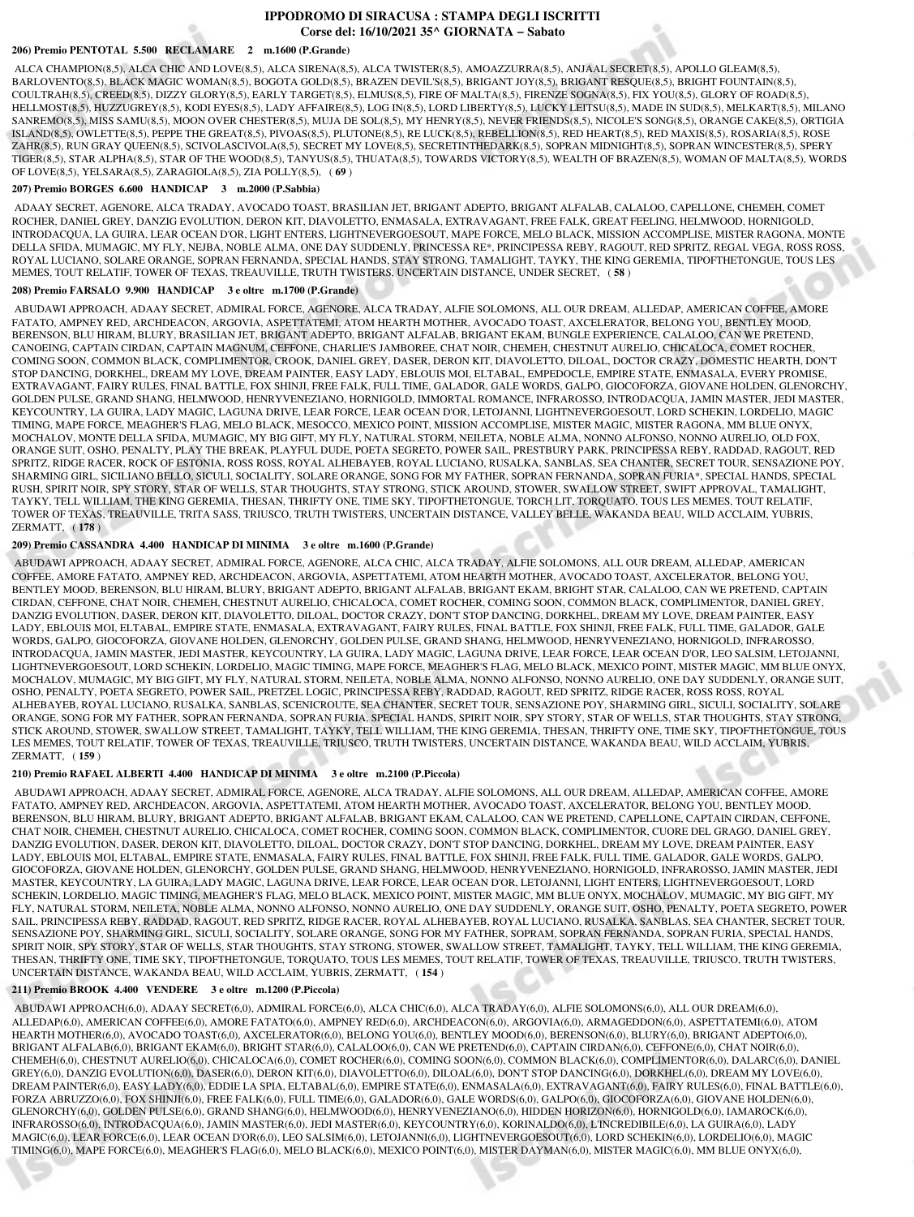# IPPODROMO DI SIRACUSA : STAMPA DEGLI ISCRITTI
## Corse del: 16/10/2021 35^ GIORNATA – Sabato

**206) Premio PENTOTAL 5.500 RECLAMARE 2 m.1600 (P.Grande)**

ALCA CHAMPION(8,5), ALCA CHIC AND LOVE(8,5), ALCA SIRENA(8,5), ALCA TWISTER(8,5), AMOAZZURRA(8,5), ANJAAL SECRET(8,5), APOLLO GLEAM(8,5), BARLOVENTO(8,5), BLACK MAGIC WOMAN(8,5), BOGOTA GOLD(8,5), BRAZEN DEVIL'S(8,5), BRIGANT JOY(8,5), BRIGANT RESQUE(8,5), BRIGHT FOUNTAIN(8,5), COULTRAH(8,5), CREED(8,5), DIZZY GLORY(8,5), EARLY TARGET(8,5), ELMUS(8,5), FIRE OF MALTA(8,5), FIRENZE SOGNA(8,5), FIX YOU(8,5), GLORY OF ROAD(8,5), HELLMOST(8,5), HUZZUGREY(8,5), KODI EYES(8,5), LADY AFFAIRE(8,5), LOG IN(8,5), LORD LIBERTY(8,5), LUCKY LEITSU(8,5), MADE IN SUD(8,5), MELKART(8,5), MILANO SANREMO(8,5), MISS SAMU(8,5), MOON OVER CHESTER(8,5), MUJA DE SOL(8,5), MY HENRY(8,5), NEVER FRIENDS(8,5), NICOLE'S SONG(8,5), ORANGE CAKE(8,5), ORTIGIA ISLAND(8,5), OWLETTE(8,5), PEPPE THE GREAT(8,5), PIVOAS(8,5), PLUTONE(8,5), RE LUCK(8,5), REBELLION(8,5), RED HEART(8,5), RED MAXIS(8,5), ROSARIA(8,5), ROSE ZAHR(8,5), RUN GRAY QUEEN(8,5), SCIVOLASCIVOLA(8,5), SECRET MY LOVE(8,5), SECRETINTHEDARK(8,5), SOPRAN MIDNIGHT(8,5), SOPRAN WINCESTER(8,5), SPERY TIGER(8,5), STAR ALPHA(8,5), STAR OF THE WOOD(8,5), TANYUS(8,5), THUATA(8,5), TOWARDS VICTORY(8,5), WEALTH OF BRAZEN(8,5), WOMAN OF MALTA(8,5), WORDS OF LOVE(8,5), YELSARA(8,5), ZARAGIOLA(8,5), ZIA POLLY(8,5), ( **69** )

**207) Premio BORGES 6.600 HANDICAP 3 m.2000 (P.Sabbia)**

ADAAY SECRET, AGENORE, ALCA TRADAY, AVOCADO TOAST, BRASILIAN JET, BRIGANT ADEPTO, BRIGANT ALFALAB, CALALOO, CAPELLONE, CHEMEH, COMET ROCHER, DANIEL GREY, DANZIG EVOLUTION, DERON KIT, DIAVOLETTO, ENMASALA, EXTRAVAGANT, FREE FALK, GREAT FEELING, HELMWOOD, HORNIGOLD, INTRODACQUA, LA GUIRA, LEAR OCEAN D'OR, LIGHT ENTERS, LIGHTNEVERGOESOUT, MAPE FORCE, MELO BLACK, MISSION ACCOMPLISE, MISTER RAGONA, MONTE DELLA SFIDA, MUMAGIC, MY FLY, NEJBA, NOBLE ALMA, ONE DAY SUDDENLY, PRINCESSA RE*, PRINCIPESSA REBY, RAGOUT, RED SPRITZ, REGAL VEGA, ROSS ROSS, ROYAL LUCIANO, SOLARE ORANGE, SOPRAN FERNANDA, SPECIAL HANDS, STAY STRONG, TAMALIGHT, TAYKY, THE KING GEREMIA, TIPOFTHETONGUE, TOUS LES MEMES, TOUT RELATIF, TOWER OF TEXAS, TREAUVILLE, TRUTH TWISTERS, UNCERTAIN DISTANCE, UNDER SECRET, ( **58** )

**208) Premio FARSALO 9.900 HANDICAP 3 e oltre m.1700 (P.Grande)**

ABUDAWI APPROACH, ADAAY SECRET, ADMIRAL FORCE, AGENORE, ALCA TRADAY, ALFIE SOLOMONS, ALL OUR DREAM, ALLEDAP, AMERICAN COFFEE, AMORE FATATO, AMPNEY RED, ARCHDEACON, ARGOVIA, ASPETTATEMI, ATOM HEARTH MOTHER, AVOCADO TOAST, AXCELERATOR, BELONG YOU, BENTLEY MOOD, BERENSON, BLU HIRAM, BLURY, BRASILIAN JET, BRIGANT ADEPTO, BRIGANT ALFALAB, BRIGANT EKAM, BUNGLE EXPERIENCE, CALALOO, CAN WE PRETEND, CANOEING, CAPTAIN CIRDAN, CAPTAIN MAGNUM, CEFFONE, CHARLIE'S JAMBOREE, CHAT NOIR, CHEMEH, CHESTNUT AURELIO, CHICALOCA, COMET ROCHER, COMING SOON, COMMON BLACK, COMPLIMENTOR, CROOK, DANIEL GREY, DASER, DERON KIT, DIAVOLETTO, DILOAL, DOCTOR CRAZY, DOMESTIC HEARTH, DON'T STOP DANCING, DORKHEL, DREAM MY LOVE, DREAM PAINTER, EASY LADY, EBLOUIS MOI, ELTABAL, EMPEDOCLE, EMPIRE STATE, ENMASALA, EVERY PROMISE, EXTRAVAGANT, FAIRY RULES, FINAL BATTLE, FOX SHINJI, FREE FALK, FULL TIME, GALADOR, GALE WORDS, GALPO, GIOCOFORZA, GIOVANE HOLDEN, GLENORCHY, GOLDEN PULSE, GRAND SHANG, HELMWOOD, HENRYVENEZIANO, HORNIGOLD, IMMORTAL ROMANCE, INFRAROSSO, INTRODACQUA, JAMIN MASTER, JEDI MASTER, KEYCOUNTRY, LA GUIRA, LADY MAGIC, LAGUNA DRIVE, LEAR FORCE, LEAR OCEAN D'OR, LETOJANNI, LIGHTNEVERGOESOUT, LORD SCHEKIN, LORDELIO, MAGIC TIMING, MAPE FORCE, MEAGHER'S FLAG, MELO BLACK, MESOCCO, MEXICO POINT, MISSION ACCOMPLISE, MISTER MAGIC, MISTER RAGONA, MM BLUE ONYX, MOCHALOV, MONTE DELLA SFIDA, MUMAGIC, MY BIG GIFT, MY FLY, NATURAL STORM, NEILETA, NOBLE ALMA, NONNO ALFONSO, NONNO AURELIO, OLD FOX, ORANGE SUIT, OSHO, PENALTY, PLAY THE BREAK, PLAYFUL DUDE, POETA SEGRETO, POWER SAIL, PRESTBURY PARK, PRINCIPESSA REBY, RADDAD, RAGOUT, RED SPRITZ, RIDGE RACER, ROCK OF ESTONIA, ROSS ROSS, ROYAL ALHEBAYEB, ROYAL LUCIANO, RUSALKA, SANBLAS, SEA CHANTER, SECRET TOUR, SENSAZIONE POY, SHARMING GIRL, SICILIANO BELLO, SICULI, SOCIALITY, SOLARE ORANGE, SONG FOR MY FATHER, SOPRAN FERNANDA, SOPRAN FURIA*, SPECIAL HANDS, SPECIAL RUSH, SPIRIT NOIR, SPY STORY, STAR OF WELLS, STAR THOUGHTS, STAY STRONG, STICK AROUND, STOWER, SWALLOW STREET, SWIFT APPROVAL, TAMALIGHT, TAYKY, TELL WILLIAM, THE KING GEREMIA, THESAN, THRIFTY ONE, TIME SKY, TIPOFTHETONGUE, TORCH LIT, TORQUATO, TOUS LES MEMES, TOUT RELATIF, TOWER OF TEXAS, TREAUVILLE, TRITA SASS, TRIUSCO, TRUTH TWISTERS, UNCERTAIN DISTANCE, VALLEY BELLE, WAKANDA BEAU, WILD ACCLAIM, YUBRIS, ZERMATT, ( **178** )

**209) Premio CASSANDRA 4.400 HANDICAP DI MINIMA 3 e oltre m.1600 (P.Grande)**

ABUDAWI APPROACH, ADAAY SECRET, ADMIRAL FORCE, AGENORE, ALCA CHIC, ALCA TRADAY, ALFIE SOLOMONS, ALL OUR DREAM, ALLEDAP, AMERICAN COFFEE, AMORE FATATO, AMPNEY RED, ARCHDEACON, ARGOVIA, ASPETTATEMI, ATOM HEARTH MOTHER, AVOCADO TOAST, AXCELERATOR, BELONG YOU, BENTLEY MOOD, BERENSON, BLU HIRAM, BLURY, BRIGANT ADEPTO, BRIGANT ALFALAB, BRIGANT EKAM, BRIGHT STAR, CALALOO, CAN WE PRETEND, CAPTAIN CIRDAN, CEFFONE, CHAT NOIR, CHEMEH, CHESTNUT AURELIO, CHICALOCA, COMET ROCHER, COMING SOON, COMMON BLACK, COMPLIMENTOR, DANIEL GREY, DANZIG EVOLUTION, DASER, DERON KIT, DIAVOLETTO, DILOAL, DOCTOR CRAZY, DON'T STOP DANCING, DORKHEL, DREAM MY LOVE, DREAM PAINTER, EASY LADY, EBLOUIS MOI, ELTABAL, EMPIRE STATE, ENMASALA, EXTRAVAGANT, FAIRY RULES, FINAL BATTLE, FOX SHINJI, FREE FALK, FULL TIME, GALADOR, GALE WORDS, GALPO, GIOCOFORZA, GIOVANE HOLDEN, GLENORCHY, GOLDEN PULSE, GRAND SHANG, HELMWOOD, HENRYVENEZIANO, HORNIGOLD, INFRAROSSO, INTRODACQUA, JAMIN MASTER, JEDI MASTER, KEYCOUNTRY, LA GUIRA, LADY MAGIC, LAGUNA DRIVE, LEAR FORCE, LEAR OCEAN D'OR, LEO SALSIM, LETOJANNI, LIGHTNEVERGOESOUT, LORD SCHEKIN, LORDELIO, MAGIC TIMING, MAPE FORCE, MEAGHER'S FLAG, MELO BLACK, MEXICO POINT, MISTER MAGIC, MM BLUE ONYX, MOCHALOV, MUMAGIC, MY BIG GIFT, MY FLY, NATURAL STORM, NEILETA, NOBLE ALMA, NONNO ALFONSO, NONNO AURELIO, ONE DAY SUDDENLY, ORANGE SUIT, OSHO, PENALTY, POETA SEGRETO, POWER SAIL, PRETZEL LOGIC, PRINCIPESSA REBY, RADDAD, RAGOUT, RED SPRITZ, RIDGE RACER, ROSS ROSS, ROYAL ALHEBAYEB, ROYAL LUCIANO, RUSALKA, SANBLAS, SCENICROUTE, SEA CHANTER, SECRET TOUR, SENSAZIONE POY, SHARMING GIRL, SICULI, SOCIALITY, SOLARE ORANGE, SONG FOR MY FATHER, SOPRAN FERNANDA, SOPRAN FURIA, SPECIAL HANDS, SPIRIT NOIR, SPY STORY, STAR OF WELLS, STAR THOUGHTS, STAY STRONG, STICK AROUND, STOWER, SWALLOW STREET, TAMALIGHT, TAYKY, TELL WILLIAM, THE KING GEREMIA, THESAN, THRIFTY ONE, TIME SKY, TIPOFTHETONGUE, TOUS LES MEMES, TOUT RELATIF, TOWER OF TEXAS, TREAUVILLE, TRIUSCO, TRUTH TWISTERS, UNCERTAIN DISTANCE, WAKANDA BEAU, WILD ACCLAIM, YUBRIS, ZERMATT, ( **159** )

**210) Premio RAFAEL ALBERTI 4.400 HANDICAP DI MINIMA 3 e oltre m.2100 (P.Piccola)**

ABUDAWI APPROACH, ADAAY SECRET, ADMIRAL FORCE, AGENORE, ALCA TRADAY, ALFIE SOLOMONS, ALL OUR DREAM, ALLEDAP, AMERICAN COFFEE, AMORE FATATO, AMPNEY RED, ARCHDEACON, ARGOVIA, ASPETTATEMI, ATOM HEARTH MOTHER, AVOCADO TOAST, AXCELERATOR, BELONG YOU, BENTLEY MOOD, BERENSON, BLU HIRAM, BLURY, BRIGANT ADEPTO, BRIGANT ALFALAB, BRIGANT EKAM, CALALOO, CAN WE PRETEND, CAPELLONE, CAPTAIN CIRDAN, CEFFONE, CHAT NOIR, CHEMEH, CHESTNUT AURELIO, CHICALOCA, COMET ROCHER, COMING SOON, COMMON BLACK, COMPLIMENTOR, CUORE DEL GRAGO, DANIEL GREY, DANZIG EVOLUTION, DASER, DERON KIT, DIAVOLETTO, DILOAL, DOCTOR CRAZY, DON'T STOP DANCING, DORKHEL, DREAM MY LOVE, DREAM PAINTER, EASY LADY, EBLOUIS MOI, ELTABAL, EMPIRE STATE, ENMASALA, FAIRY RULES, FINAL BATTLE, FOX SHINJI, FREE FALK, FULL TIME, GALADOR, GALE WORDS, GALPO, GIOCOFORZA, GIOVANE HOLDEN, GLENORCHY, GOLDEN PULSE, GRAND SHANG, HELMWOOD, HENRYVENEZIANO, HORNIGOLD, INFRAROSSO, JAMIN MASTER, JEDI MASTER, KEYCOUNTRY, LA GUIRA, LADY MAGIC, LAGUNA DRIVE, LEAR FORCE, LEAR OCEAN D'OR, LETOJANNI, LIGHT ENTERS, LIGHTNEVERGOESOUT, LORD SCHEKIN, LORDELIO, MAGIC TIMING, MEAGHER'S FLAG, MELO BLACK, MEXICO POINT, MISTER MAGIC, MM BLUE ONYX, MOCHALOV, MUMAGIC, MY BIG GIFT, MY FLY, NATURAL STORM, NEILETA, NOBLE ALMA, NONNO ALFONSO, NONNO AURELIO, ONE DAY SUDDENLY, ORANGE SUIT, OSHO, PENALTY, POETA SEGRETO, POWER SAIL, PRINCIPESSA REBY, RADDAD, RAGOUT, RED SPRITZ, RIDGE RACER, ROYAL ALHEBAYEB, ROYAL LUCIANO, RUSALKA, SANBLAS, SEA CHANTER, SECRET TOUR, SENSAZIONE POY, SHARMING GIRL, SICULI, SOCIALITY, SOLARE ORANGE, SONG FOR MY FATHER, SOPRAM, SOPRAN FERNANDA, SOPRAN FURIA, SPECIAL HANDS, SPIRIT NOIR, SPY STORY, STAR OF WELLS, STAR THOUGHTS, STAY STRONG, STOWER, SWALLOW STREET, TAMALIGHT, TAYKY, TELL WILLIAM, THE KING GEREMIA, THESAN, THRIFTY ONE, TIME SKY, TIPOFTHETONGUE, TORQUATO, TOUS LES MEMES, TOUT RELATIF, TOWER OF TEXAS, TREAUVILLE, TRIUSCO, TRUTH TWISTERS, UNCERTAIN DISTANCE, WAKANDA BEAU, WILD ACCLAIM, YUBRIS, ZERMATT, ( **154** )

**211) Premio BROOK 4.400 VENDERE 3 e oltre m.1200 (P.Piccola)**

ABUDAWI APPROACH(6,0), ADAAY SECRET(6,0), ADMIRAL FORCE(6,0), ALCA CHIC(6,0), ALCA TRADAY(6,0), ALFIE SOLOMONS(6,0), ALL OUR DREAM(6,0), ALLEDAP(6,0), AMERICAN COFFEE(6,0), AMORE FATATO(6,0), AMPNEY RED(6,0), ARCHDEACON(6,0), ARGOVIA(6,0), ARMAGEDDON(6,0), ASPETTATEMI(6,0), ATOM HEARTH MOTHER(6,0), AVOCADO TOAST(6,0), AXCELERATOR(6,0), BELONG YOU(6,0), BENTLEY MOOD(6,0), BERENSON(6,0), BLURY(6,0), BRIGANT ADEPTO(6,0), BRIGANT ALFALAB(6,0), BRIGANT EKAM(6,0), BRIGHT STAR(6,0), CALALOO(6,0), CAN WE PRETEND(6,0), CAPTAIN CIRDAN(6,0), CEFFONE(6,0), CHAT NOIR(6,0), CHEMEH(6,0), CHESTNUT AURELIO(6,0), CHICALOCA(6,0), COMET ROCHER(6,0), COMING SOON(6,0), COMMON BLACK(6,0), COMPLIMENTOR(6,0), DALARC(6,0), DANIEL GREY(6,0), DANZIG EVOLUTION(6,0), DASER(6,0), DERON KIT(6,0), DIAVOLETTO(6,0), DILOAL(6,0), DON'T STOP DANCING(6,0), DORKHEL(6,0), DREAM MY LOVE(6,0), DREAM PAINTER(6,0), EASY LADY(6,0), EDDIE LA SPIA, ELTABAL(6,0), EMPIRE STATE(6,0), ENMASALA(6,0), EXTRAVAGANT(6,0), FAIRY RULES(6,0), FINAL BATTLE(6,0), FORZA ABRUZZO(6,0), FOX SHINJI(6,0), FREE FALK(6,0), FULL TIME(6,0), GALADOR(6,0), GALE WORDS(6,0), GALPO(6,0), GIOCOFORZA(6,0), GIOVANE HOLDEN(6,0), GLENORCHY(6,0), GOLDEN PULSE(6,0), GRAND SHANG(6,0), HELMWOOD(6,0), HENRYVENEZIANO(6,0), HIDDEN HORIZON(6,0), HORNIGOLD(6,0), IAMAROCK(6,0), INFRAROSSO(6,0), INTRODACQUA(6,0), JAMIN MASTER(6,0), JEDI MASTER(6,0), KEYCOUNTRY(6,0), KORINALDO(6,0), L'INCREDIBILE(6,0), LA GUIRA(6,0), LADY MAGIC(6,0), LEAR FORCE(6,0), LEAR OCEAN D'OR(6,0), LEO SALSIM(6,0), LETOJANNI(6,0), LIGHTNEVERGOESOUT(6,0), LORD SCHEKIN(6,0), LORDELIO(6,0), MAGIC TIMING(6,0), MAPE FORCE(6,0), MEAGHER'S FLAG(6,0), MELO BLACK(6,0), MEXICO POINT(6,0), MISTER DAYMAN(6,0), MISTER MAGIC(6,0), MM BLUE ONYX(6,0),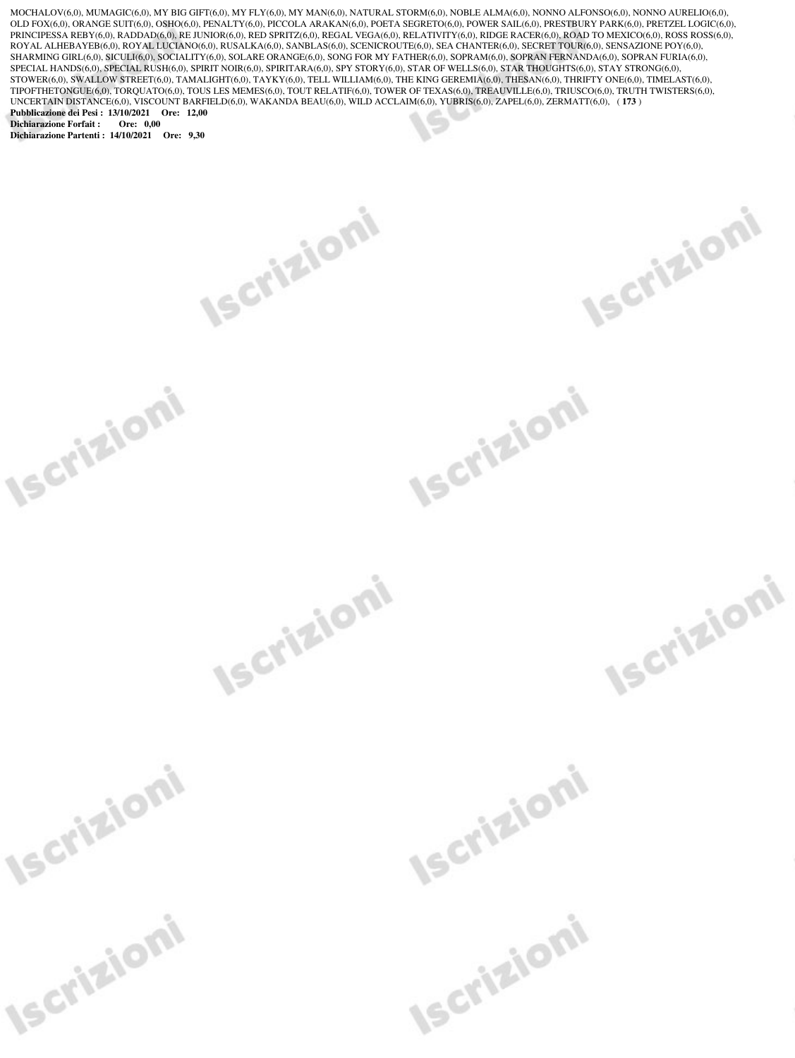MOCHALOV(6,0), MUMAGIC(6,0), MY BIG GIFT(6,0), MY FLY(6,0), MY MAN(6,0), NATURAL STORM(6,0), NOBLE ALMA(6,0), NONNO ALFONSO(6,0), NONNO AURELIO(6,0), OLD FOX(6,0), ORANGE SUIT(6,0), OSHO(6,0), PENALTY(6,0), PICCOLA ARAKAN(6,0), POETA SEGRETO(6,0), POWER SAIL(6,0), PRESTBURY PARK(6,0), PRETZEL LOGIC(6,0), PRINCIPESSA REBY(6,0), RADDAD(6,0), RE JUNIOR(6,0), RED SPRITZ(6,0), REGAL VEGA(6,0), RELATIVITY(6,0), RIDGE RACER(6,0), ROAD TO MEXICO(6,0), ROSS ROSS(6,0), ROYAL ALHEBAYEB(6,0), ROYAL LUCIANO(6,0), RUSALKA(6,0), SANBLAS(6,0), SCENICROUTE(6,0), SEA CHANTER(6,0), SECRET TOUR(6,0), SENSAZIONE POY(6,0), SHARMING GIRL(6,0), SICULI(6,0), SOCIALITY(6,0), SOLARE ORANGE(6,0), SONG FOR MY FATHER(6,0), SOPRAM(6,0), SOPRAN FERNANDA(6,0), SOPRAN FURIA(6,0), SPECIAL HANDS(6,0), SPECIAL RUSH(6,0), SPIRIT NOIR(6,0), SPIRITARA(6,0), SPY STORY(6,0), STAR OF WELLS(6,0), STAR THOUGHTS(6,0), STAY STRONG(6,0), STOWER(6,0), SWALLOW STREET(6,0), TAMALIGHT(6,0), TAYKY(6,0), TELL WILLIAM(6,0), THE KING GEREMIA(6,0), THESAN(6,0), THRIFTY ONE(6,0), TIMELAST(6,0), TIPOFTHETONGUE(6,0), TORQUATO(6,0), TOUS LES MEMES(6,0), TOUT RELATIF(6,0), TOWER OF TEXAS(6,0), TREAUVILLE(6,0), TRIUSCO(6,0), TRUTH TWISTERS(6,0), UNCERTAIN DISTANCE(6,0), VISCOUNT BARFIELD(6,0), WAKANDA BEAU(6,0), WILD ACCLAIM(6,0), YUBRIS(6,0), ZAPEL(6,0), ZERMATT(6,0), ( **173** )

**Pubblicazione dei Pesi : 13/10/2021 Ore: 12,00**
**Dichiarazione Forfait : Ore: 0,00**
**Dichiarazione Partenti : 14/10/2021 Ore: 9,30**